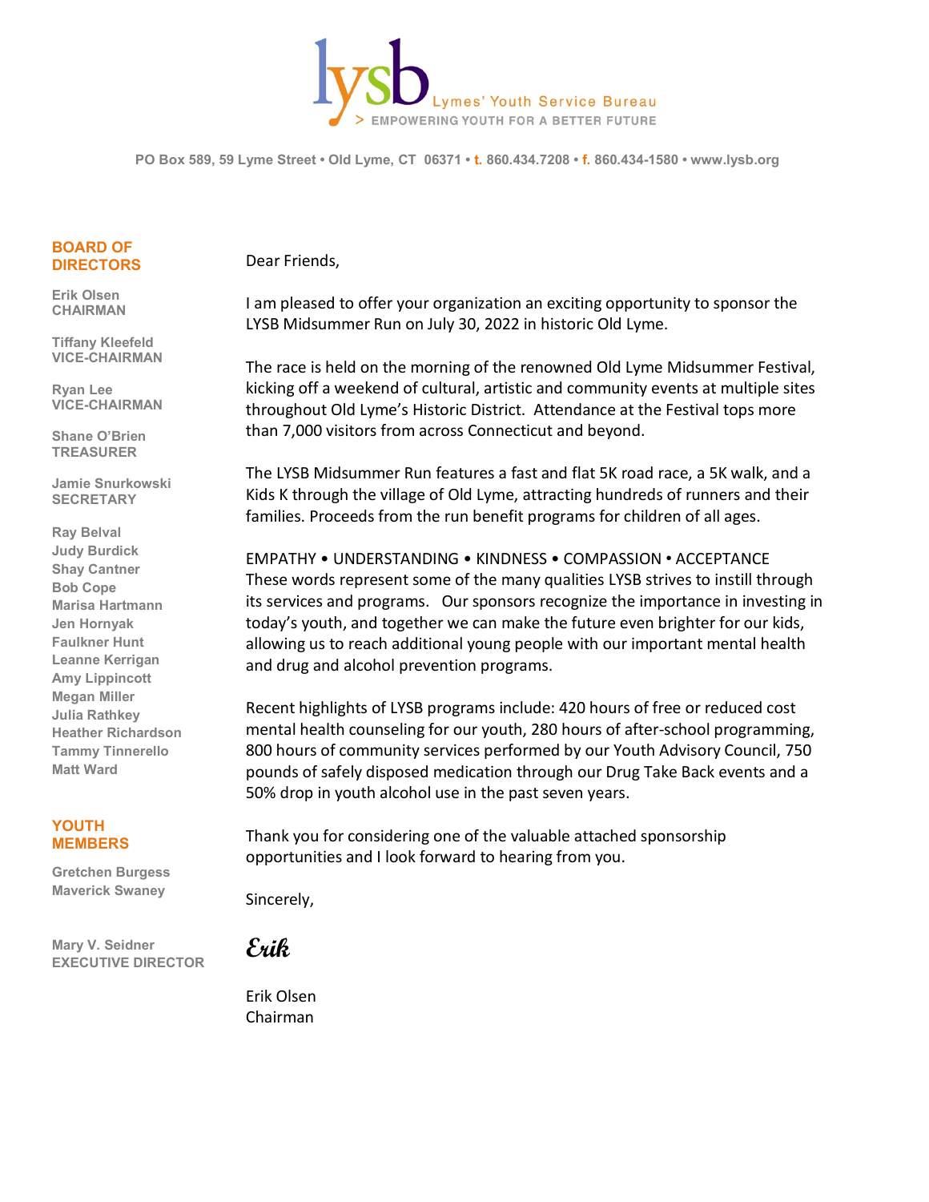# lysb

Lymes' Youth Service Bureau

> EMPOWERING YOUTH FOR A BETTER FUTURE

PO Box 589, 59 Lyme Street • Old Lyme, CT 06371 • t. 860.434.7208 • f. 860.434-1580 • www.lysb.org

**BOARD OF DIRECTORS**

**Erik Olsen**
**CHAIRMAN**

**Tiffany Kleefeld**
**VICE-CHAIRMAN**

**Ryan Lee**
**VICE-CHAIRMAN**

**Shane O'Brien**
**TREASURER**

**Jamie Snurkowski**
**SECRETARY**

**Ray Belval**
**Judy Burdick**
**Shay Cantner**
**Bob Cope**
**Marisa Hartmann**
**Jen Hornyak**
**Faulkner Hunt**
**Leanne Kerrigan**
**Amy Lippincott**
**Megan Miller**
**Julia Rathkey**
**Heather Richardson**
**Tammy Tinnerello**
**Matt Ward**

**YOUTH MEMBERS**

**Gretchen Burgess**
**Maverick Swaney**

**Mary V. Seidner**
**EXECUTIVE DIRECTOR**

Dear Friends,

I am pleased to offer your organization an exciting opportunity to sponsor the LYSB Midsummer Run on July 30, 2022 in historic Old Lyme.

The race is held on the morning of the renowned Old Lyme Midsummer Festival, kicking off a weekend of cultural, artistic and community events at multiple sites throughout Old Lyme's Historic District. Attendance at the Festival tops more than 7,000 visitors from across Connecticut and beyond.

The LYSB Midsummer Run features a fast and flat 5K road race, a 5K walk, and a Kids K through the village of Old Lyme, attracting hundreds of runners and their families. Proceeds from the run benefit programs for children of all ages.

EMPATHY • UNDERSTANDING • KINDNESS • COMPASSION • ACCEPTANCE
These words represent some of the many qualities LYSB strives to instill through its services and programs. Our sponsors recognize the importance in investing in today's youth, and together we can make the future even brighter for our kids, allowing us to reach additional young people with our important mental health and drug and alcohol prevention programs.

Recent highlights of LYSB programs include: 420 hours of free or reduced cost mental health counseling for our youth, 280 hours of after-school programming, 800 hours of community services performed by our Youth Advisory Council, 750 pounds of safely disposed medication through our Drug Take Back events and a 50% drop in youth alcohol use in the past seven years.

Thank you for considering one of the valuable attached sponsorship opportunities and I look forward to hearing from you.

Sincerely,

*Erik*

Erik Olsen
Chairman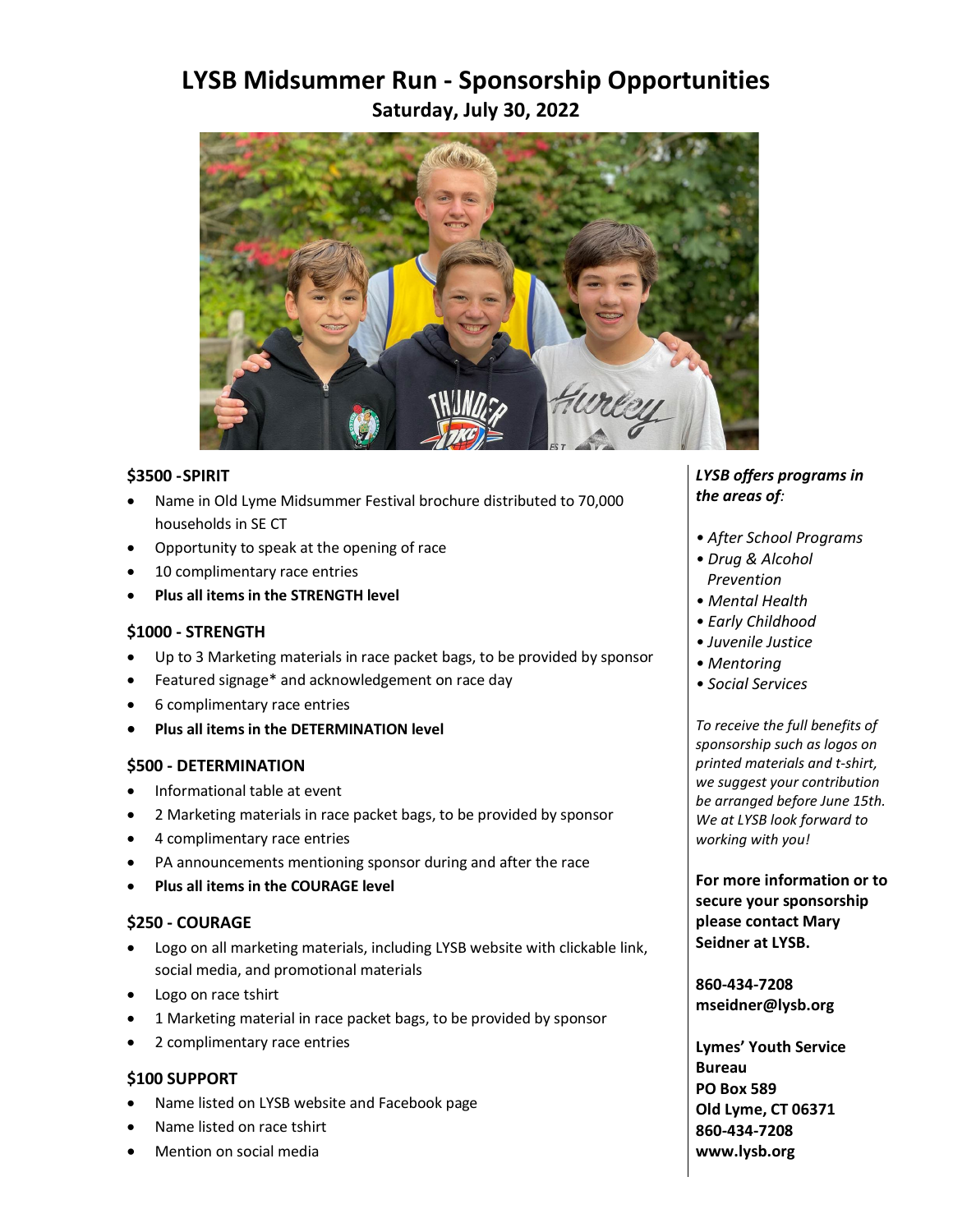# LYSB Midsummer Run - Sponsorship Opportunities

## Saturday, July 30, 2022

### $3500 -SPIRIT

- Name in Old Lyme Midsummer Festival brochure distributed to 70,000 households in SE CT
- Opportunity to speak at the opening of race
- 10 complimentary race entries
- **Plus all items in the STRENGTH level**

### $1000 - STRENGTH

- Up to 3 Marketing materials in race packet bags, to be provided by sponsor
- Featured signage* and acknowledgement on race day
- 6 complimentary race entries
- **Plus all items in the DETERMINATION level**

### $500 - DETERMINATION

- Informational table at event
- 2 Marketing materials in race packet bags, to be provided by sponsor
- 4 complimentary race entries
- PA announcements mentioning sponsor during and after the race
- **Plus all items in the COURAGE level**

### $250 - COURAGE

- Logo on all marketing materials, including LYSB website with clickable link, social media, and promotional materials
- Logo on race tshirt
- 1 Marketing material in race packet bags, to be provided by sponsor
- 2 complimentary race entries

### $100 SUPPORT

- Name listed on LYSB website and Facebook page
- Name listed on race tshirt
- Mention on social media

***LYSB offers programs in the areas of:***

- *After School Programs*
- *Drug & Alcohol Prevention*
- *Mental Health*
- *Early Childhood*
- *Juvenile Justice*
- *Mentoring*
- *Social Services*

*To receive the full benefits of sponsorship such as logos on printed materials and t-shirt, we suggest your contribution be arranged before June 15th. We at LYSB look forward to working with you!*

**For more information or to secure your sponsorship please contact Mary Seidner at LYSB.**

**860-434-7208**
**mseidner@lysb.org**

**Lymes' Youth Service Bureau**
**PO Box 589**
**Old Lyme, CT 06371**
**860-434-7208**
**www.lysb.org**